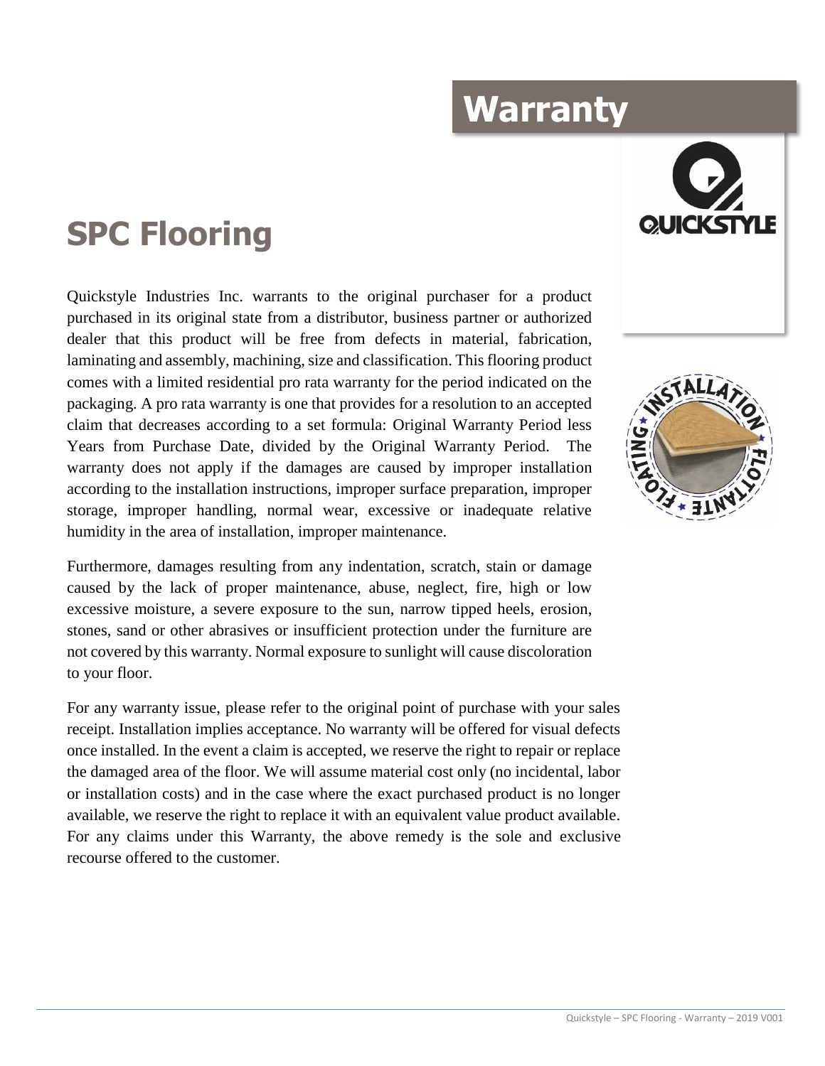# Warranty

## SPC Flooring

Quickstyle Industries Inc. warrants to the original purchaser for a product purchased in its original state from a distributor, business partner or authorized dealer that this product will be free from defects in material, fabrication, laminating and assembly, machining, size and classification. This flooring product comes with a limited residential pro rata warranty for the period indicated on the packaging. A pro rata warranty is one that provides for a resolution to an accepted claim that decreases according to a set formula: Original Warranty Period less Years from Purchase Date, divided by the Original Warranty Period. The warranty does not apply if the damages are caused by improper installation according to the installation instructions, improper surface preparation, improper storage, improper handling, normal wear, excessive or inadequate relative humidity in the area of installation, improper maintenance.

Furthermore, damages resulting from any indentation, scratch, stain or damage caused by the lack of proper maintenance, abuse, neglect, fire, high or low excessive moisture, a severe exposure to the sun, narrow tipped heels, erosion, stones, sand or other abrasives or insufficient protection under the furniture are not covered by this warranty. Normal exposure to sunlight will cause discoloration to your floor.

For any warranty issue, please refer to the original point of purchase with your sales receipt. Installation implies acceptance. No warranty will be offered for visual defects once installed. In the event a claim is accepted, we reserve the right to repair or replace the damaged area of the floor. We will assume material cost only (no incidental, labor or installation costs) and in the case where the exact purchased product is no longer available, we reserve the right to replace it with an equivalent value product available. For any claims under this Warranty, the above remedy is the sole and exclusive recourse offered to the customer.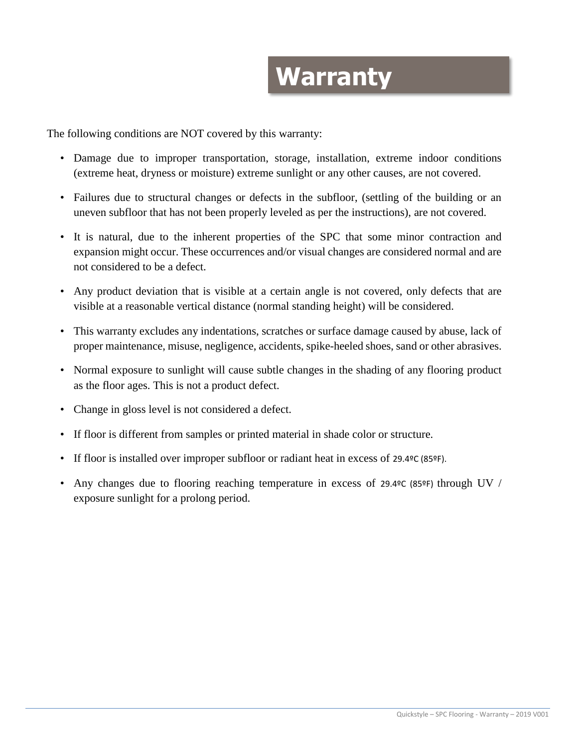# Warranty

The following conditions are NOT covered by this warranty:

- Damage due to improper transportation, storage, installation, extreme indoor conditions (extreme heat, dryness or moisture) extreme sunlight or any other causes, are not covered.
- Failures due to structural changes or defects in the subfloor, (settling of the building or an uneven subfloor that has not been properly leveled as per the instructions), are not covered.
- It is natural, due to the inherent properties of the SPC that some minor contraction and expansion might occur. These occurrences and/or visual changes are considered normal and are not considered to be a defect.
- Any product deviation that is visible at a certain angle is not covered, only defects that are visible at a reasonable vertical distance (normal standing height) will be considered.
- This warranty excludes any indentations, scratches or surface damage caused by abuse, lack of proper maintenance, misuse, negligence, accidents, spike-heeled shoes, sand or other abrasives.
- Normal exposure to sunlight will cause subtle changes in the shading of any flooring product as the floor ages. This is not a product defect.
- Change in gloss level is not considered a defect.
- If floor is different from samples or printed material in shade color or structure.
- If floor is installed over improper subfloor or radiant heat in excess of 29.4ºC (85ºF).
- Any changes due to flooring reaching temperature in excess of 29.4ºC (85ºF) through UV / exposure sunlight for a prolong period.